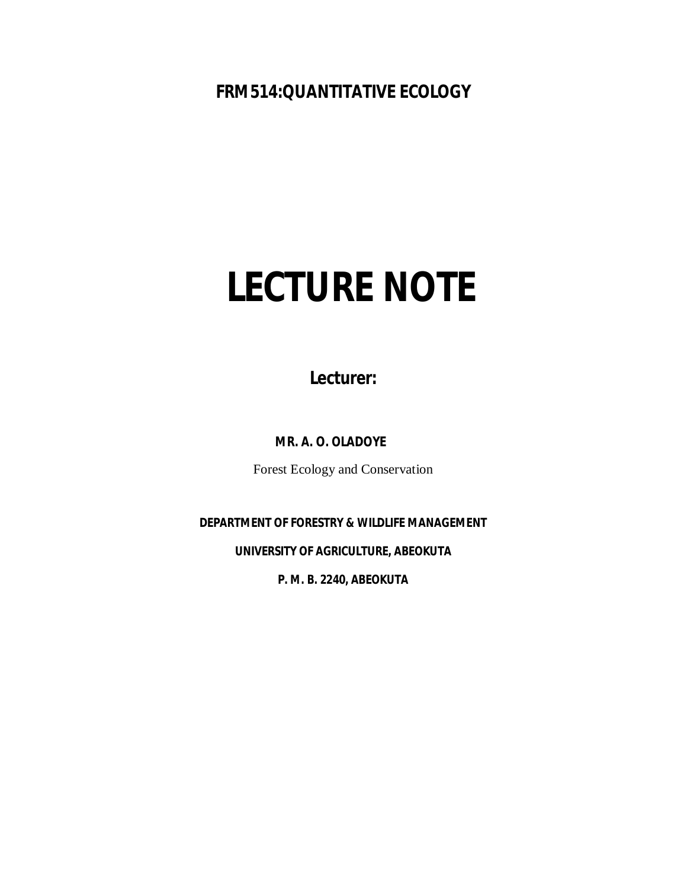**FRM 514:QUANTITATIVE ECOLOGY**

# LECTURE NOTE

## Lecturer:

**MR. A. O. OLADOYE**

Forest Ecology and Conservation

**DEPARTMENT OF FORESTRY & WILDLIFE MANAGEMENT**

**UNIVERSITY OF AGRICULTURE, ABEOKUTA**

**P. M. B. 2240, ABEOKUTA**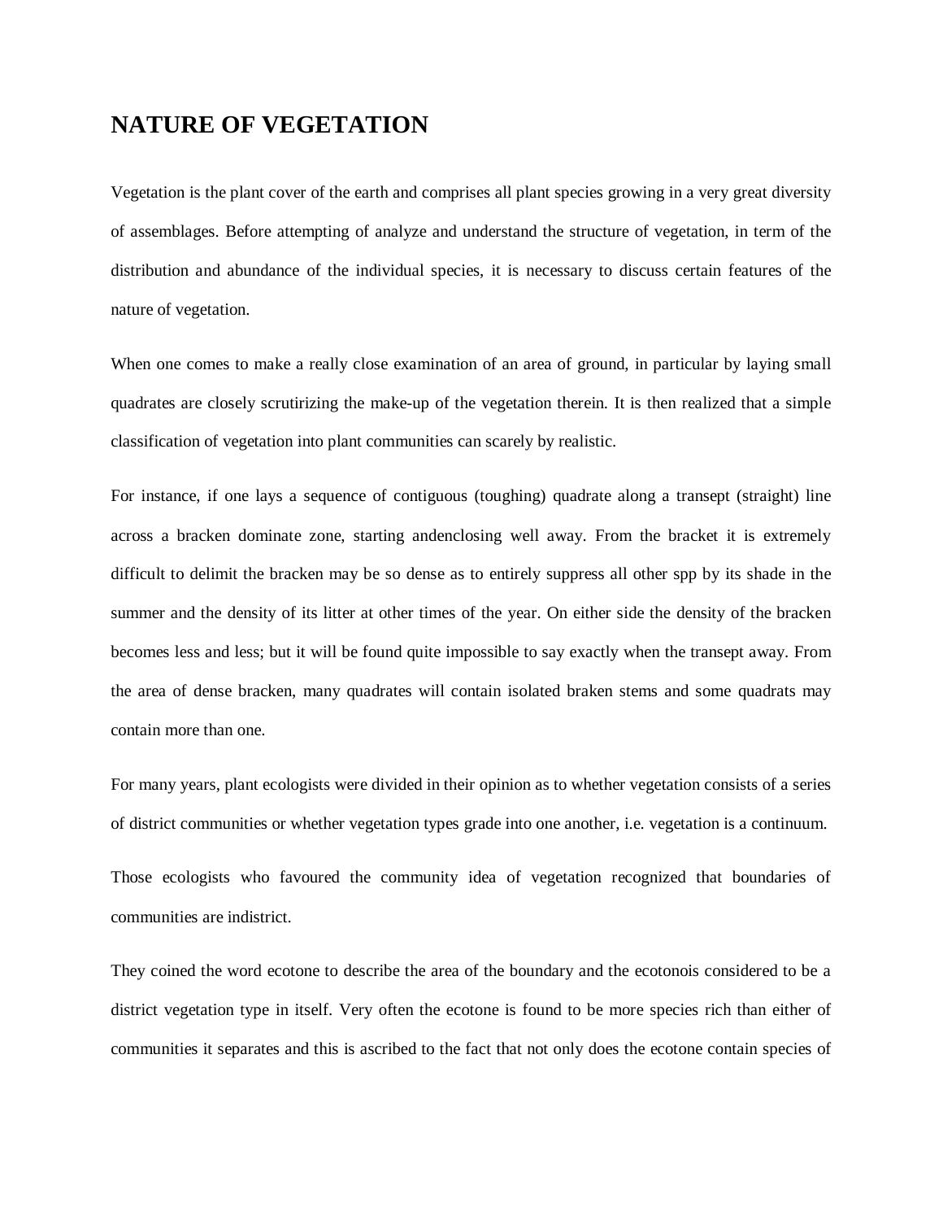# NATURE OF VEGETATION

Vegetation is the plant cover of the earth and comprises all plant species growing in a very great diversity of assemblages. Before attempting of analyze and understand the structure of vegetation, in term of the distribution and abundance of the individual species, it is necessary to discuss certain features of the nature of vegetation.

When one comes to make a really close examination of an area of ground, in particular by laying small quadrates are closely scrutirizing the make-up of the vegetation therein. It is then realized that a simple classification of vegetation into plant communities can scarely by realistic.

For instance, if one lays a sequence of contiguous (toughing) quadrate along a transept (straight) line across a bracken dominate zone, starting andenclosing well away. From the bracket it is extremely difficult to delimit the bracken may be so dense as to entirely suppress all other spp by its shade in the summer and the density of its litter at other times of the year. On either side the density of the bracken becomes less and less; but it will be found quite impossible to say exactly when the transept away. From the area of dense bracken, many quadrates will contain isolated braken stems and some quadrats may contain more than one.

For many years, plant ecologists were divided in their opinion as to whether vegetation consists of a series of district communities or whether vegetation types grade into one another, i.e. vegetation is a continuum.

Those ecologists who favoured the community idea of vegetation recognized that boundaries of communities are indistrict.

They coined the word ecotone to describe the area of the boundary and the ecotonois considered to be a district vegetation type in itself. Very often the ecotone is found to be more species rich than either of communities it separates and this is ascribed to the fact that not only does the ecotone contain species of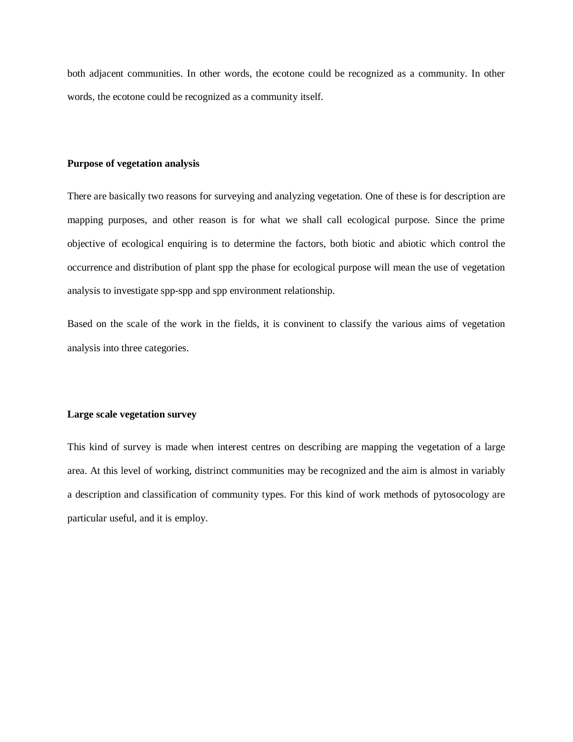both adjacent communities. In other words, the ecotone could be recognized as a community. In other words, the ecotone could be recognized as a community itself.

**Purpose of vegetation analysis**

There are basically two reasons for surveying and analyzing vegetation. One of these is for description are mapping purposes, and other reason is for what we shall call ecological purpose. Since the prime objective of ecological enquiring is to determine the factors, both biotic and abiotic which control the occurrence and distribution of plant spp the phase for ecological purpose will mean the use of vegetation analysis to investigate spp-spp and spp environment relationship.

Based on the scale of the work in the fields, it is convinent to classify the various aims of vegetation analysis into three categories.

**Large scale vegetation survey**

This kind of survey is made when interest centres on describing are mapping the vegetation of a large area. At this level of working, distrinct communities may be recognized and the aim is almost in variably a description and classification of community types. For this kind of work methods of pytosocology are particular useful, and it is employ.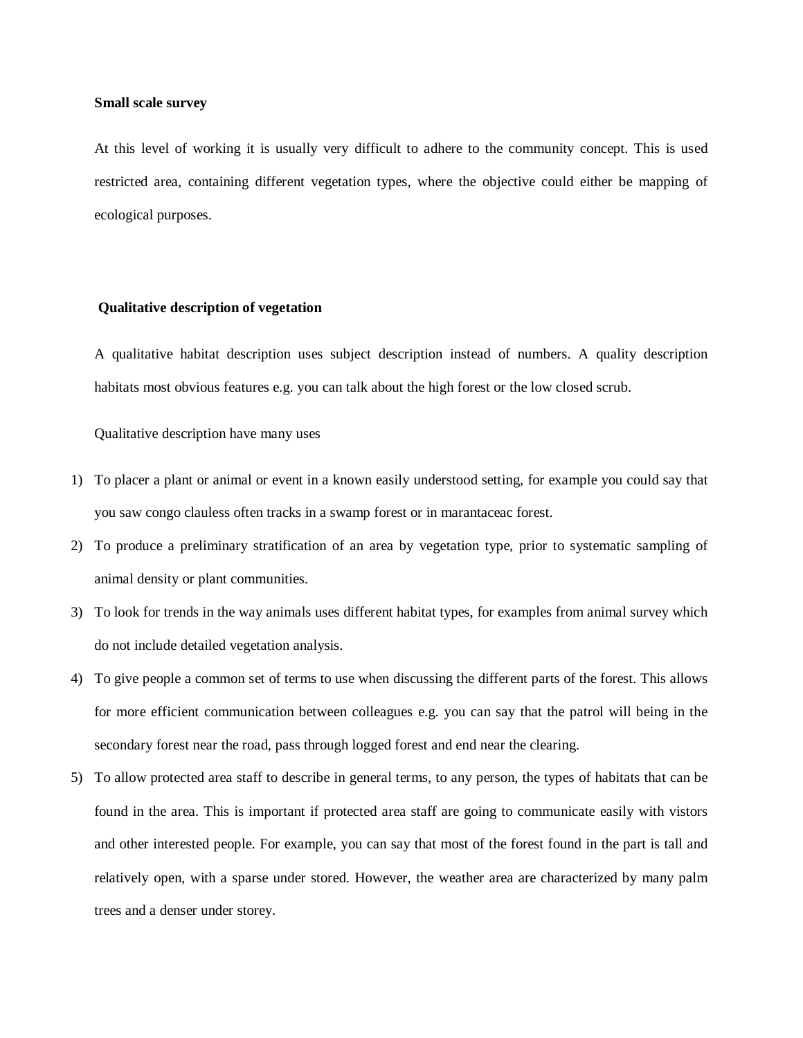**Small scale survey**

At this level of working it is usually very difficult to adhere to the community concept. This is used restricted area, containing different vegetation types, where the objective could either be mapping of ecological purposes.

**Qualitative description of vegetation**

A qualitative habitat description uses subject description instead of numbers. A quality description habitats most obvious features e.g. you can talk about the high forest or the low closed scrub.

Qualitative description have many uses

1) To placer a plant or animal or event in a known easily understood setting, for example you could say that you saw congo clauless often tracks in a swamp forest or in marantaceac forest.
2) To produce a preliminary stratification of an area by vegetation type, prior to systematic sampling of animal density or plant communities.
3) To look for trends in the way animals uses different habitat types, for examples from animal survey which do not include detailed vegetation analysis.
4) To give people a common set of terms to use when discussing the different parts of the forest. This allows for more efficient communication between colleagues e.g. you can say that the patrol will being in the secondary forest near the road, pass through logged forest and end near the clearing.
5) To allow protected area staff to describe in general terms, to any person, the types of habitats that can be found in the area. This is important if protected area staff are going to communicate easily with vistors and other interested people. For example, you can say that most of the forest found in the part is tall and relatively open, with a sparse under stored. However, the weather area are characterized by many palm trees and a denser under storey.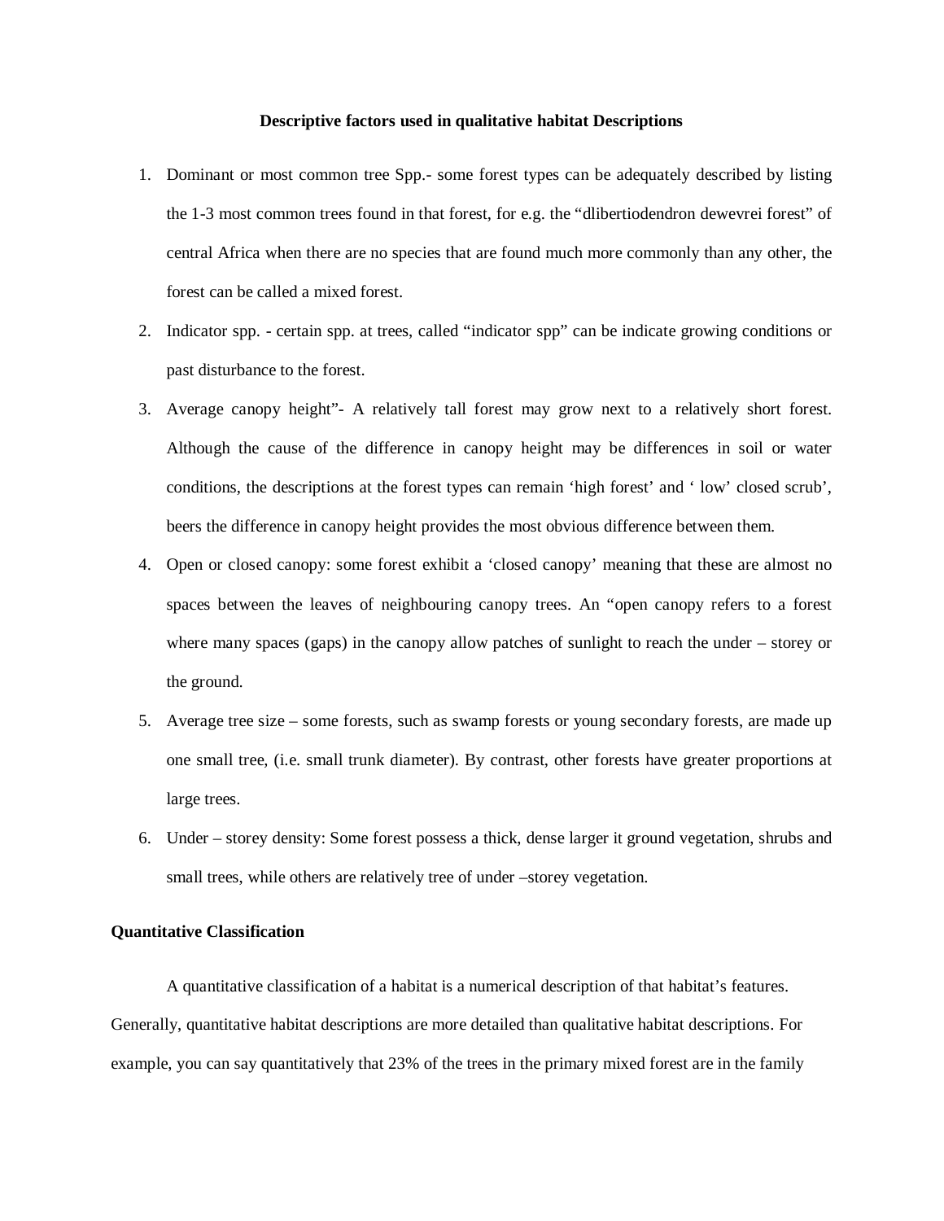**Descriptive factors used in qualitative habitat Descriptions**

1. Dominant or most common tree Spp.- some forest types can be adequately described by listing the 1-3 most common trees found in that forest, for e.g. the "dlibertiodendron dewevrei forest" of central Africa when there are no species that are found much more commonly than any other, the forest can be called a mixed forest.
2. Indicator spp. - certain spp. at trees, called "indicator spp" can be indicate growing conditions or past disturbance to the forest.
3. Average canopy height"- A relatively tall forest may grow next to a relatively short forest. Although the cause of the difference in canopy height may be differences in soil or water conditions, the descriptions at the forest types can remain 'high forest' and ' low' closed scrub', beers the difference in canopy height provides the most obvious difference between them.
4. Open or closed canopy: some forest exhibit a 'closed canopy' meaning that these are almost no spaces between the leaves of neighbouring canopy trees. An "open canopy refers to a forest where many spaces (gaps) in the canopy allow patches of sunlight to reach the under – storey or the ground.
5. Average tree size – some forests, such as swamp forests or young secondary forests, are made up one small tree, (i.e. small trunk diameter). By contrast, other forests have greater proportions at large trees.
6. Under – storey density: Some forest possess a thick, dense larger it ground vegetation, shrubs and small trees, while others are relatively tree of under –storey vegetation.

**Quantitative Classification**

A quantitative classification of a habitat is a numerical description of that habitat's features. Generally, quantitative habitat descriptions are more detailed than qualitative habitat descriptions. For example, you can say quantitatively that 23% of the trees in the primary mixed forest are in the family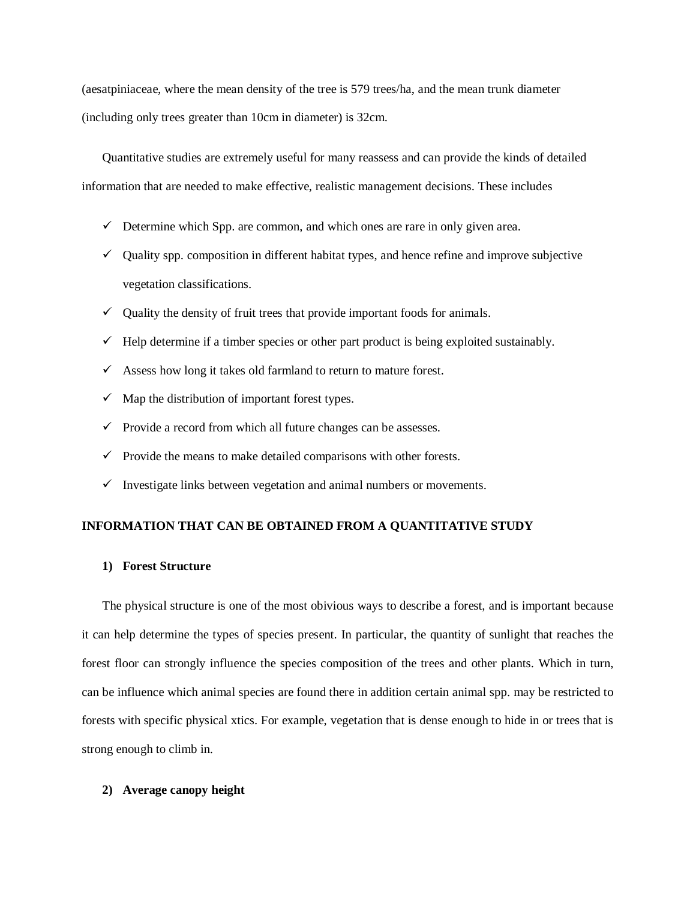(aesatpiniaceae, where the mean density of the tree is 579 trees/ha, and the mean trunk diameter (including only trees greater than 10cm in diameter) is 32cm.

Quantitative studies are extremely useful for many reassess and can provide the kinds of detailed information that are needed to make effective, realistic management decisions. These includes

- ✓ Determine which Spp. are common, and which ones are rare in only given area.
- ✓ Quality spp. composition in different habitat types, and hence refine and improve subjective vegetation classifications.
- ✓ Quality the density of fruit trees that provide important foods for animals.
- ✓ Help determine if a timber species or other part product is being exploited sustainably.
- ✓ Assess how long it takes old farmland to return to mature forest.
- ✓ Map the distribution of important forest types.
- ✓ Provide a record from which all future changes can be assesses.
- ✓ Provide the means to make detailed comparisons with other forests.
- ✓ Investigate links between vegetation and animal numbers or movements.

**INFORMATION THAT CAN BE OBTAINED FROM A QUANTITATIVE STUDY**

**1) Forest Structure**

The physical structure is one of the most obivious ways to describe a forest, and is important because it can help determine the types of species present. In particular, the quantity of sunlight that reaches the forest floor can strongly influence the species composition of the trees and other plants. Which in turn, can be influence which animal species are found there in addition certain animal spp. may be restricted to forests with specific physical xtics. For example, vegetation that is dense enough to hide in or trees that is strong enough to climb in.

**2) Average canopy height**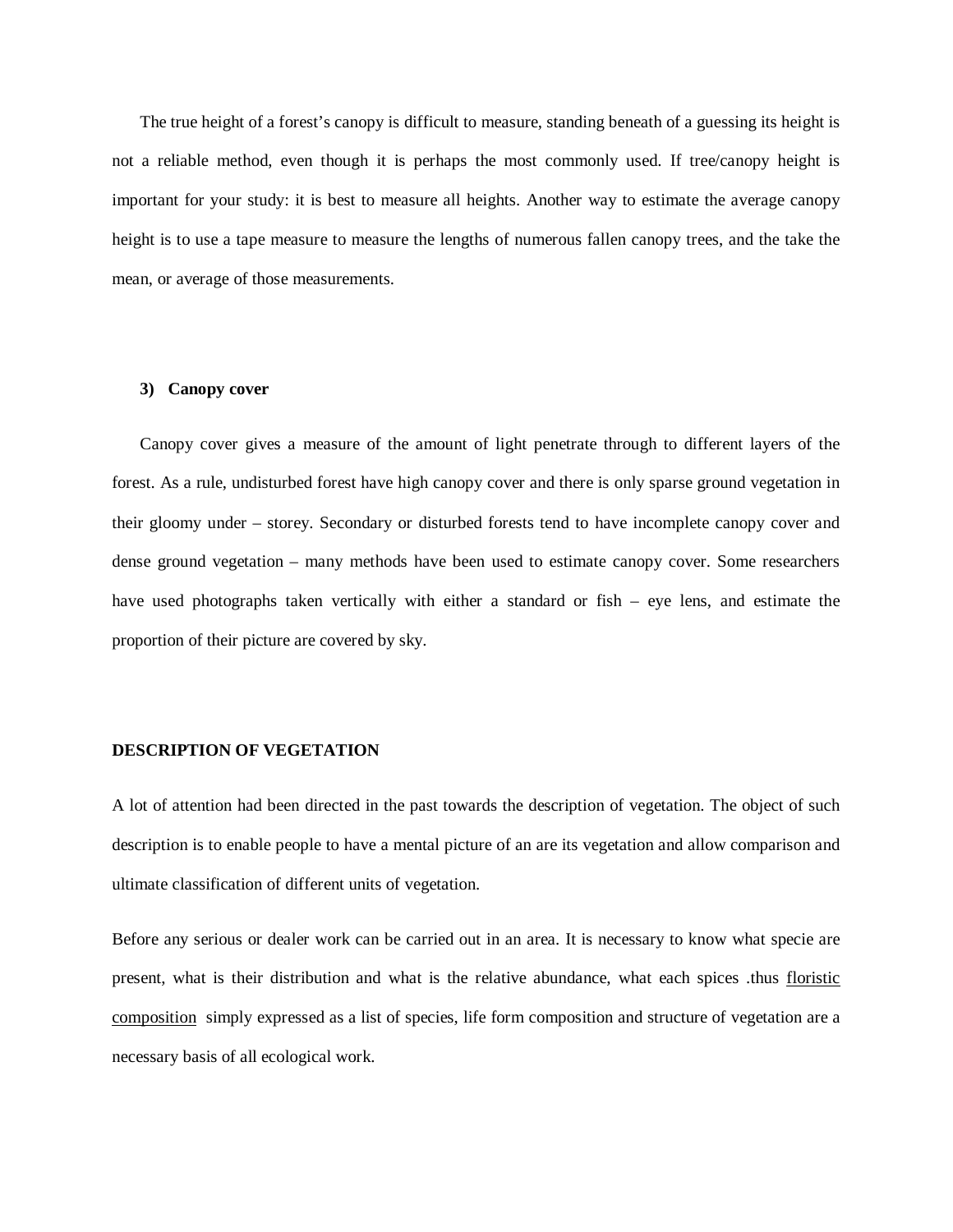The true height of a forest's canopy is difficult to measure, standing beneath of a guessing its height is not a reliable method, even though it is perhaps the most commonly used. If tree/canopy height is important for your study: it is best to measure all heights. Another way to estimate the average canopy height is to use a tape measure to measure the lengths of numerous fallen canopy trees, and the take the mean, or average of those measurements.

**3) Canopy cover**

Canopy cover gives a measure of the amount of light penetrate through to different layers of the forest. As a rule, undisturbed forest have high canopy cover and there is only sparse ground vegetation in their gloomy under – storey. Secondary or disturbed forests tend to have incomplete canopy cover and dense ground vegetation – many methods have been used to estimate canopy cover. Some researchers have used photographs taken vertically with either a standard or fish – eye lens, and estimate the proportion of their picture are covered by sky.

**DESCRIPTION OF VEGETATION**

A lot of attention had been directed in the past towards the description of vegetation. The object of such description is to enable people to have a mental picture of an are its vegetation and allow comparison and ultimate classification of different units of vegetation.

Before any serious or dealer work can be carried out in an area. It is necessary to know what specie are present, what is their distribution and what is the relative abundance, what each spices .thus <u>floristic composition</u> simply expressed as a list of species, life form composition and structure of vegetation are a necessary basis of all ecological work.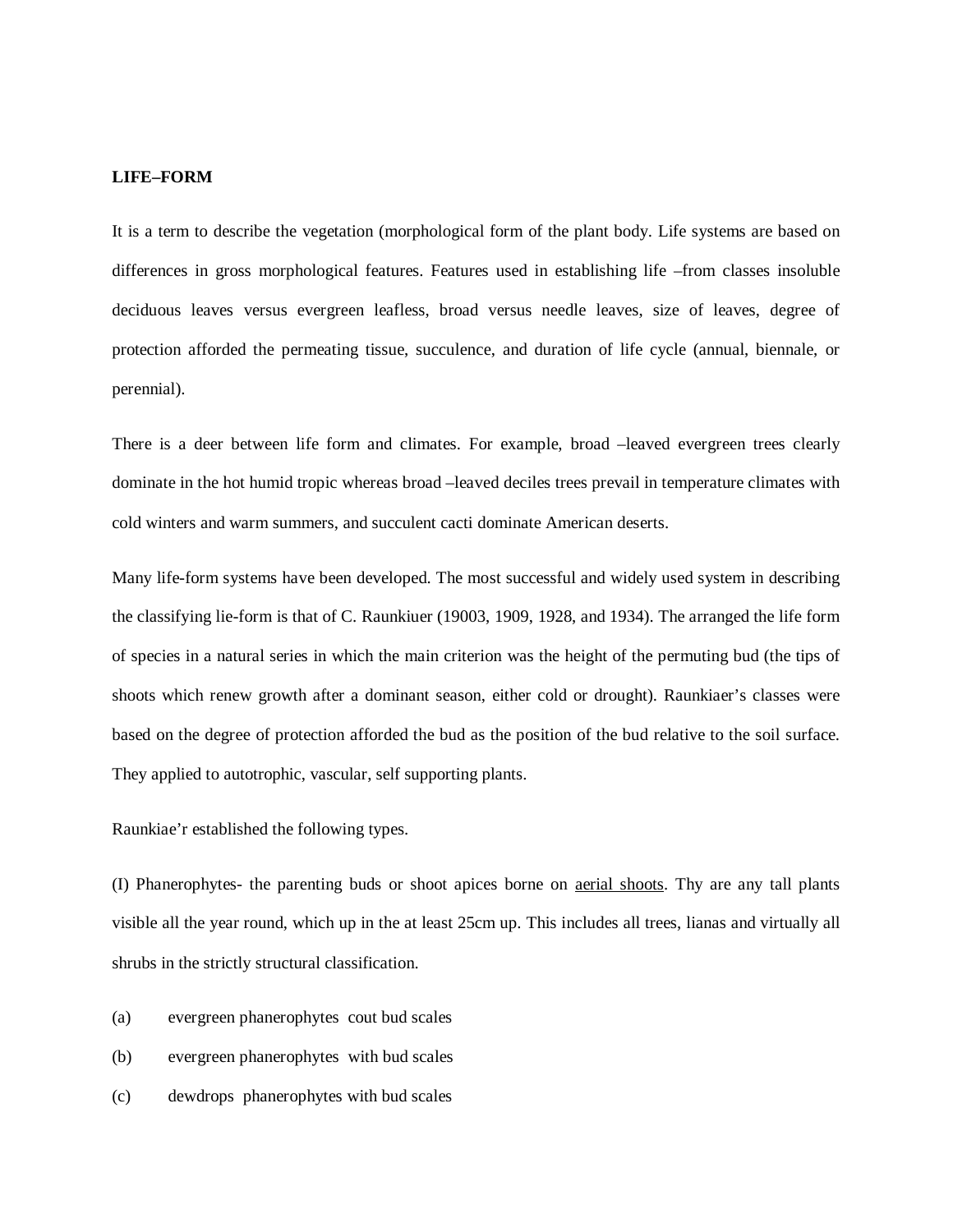**LIFE–FORM**

It is a term to describe the vegetation (morphological form of the plant body. Life systems are based on differences in gross morphological features. Features used in establishing life –from classes insoluble deciduous leaves versus evergreen leafless, broad versus needle leaves, size of leaves, degree of protection afforded the permeating tissue, succulence, and duration of life cycle (annual, biennale, or perennial).

There is a deer between life form and climates. For example, broad –leaved evergreen trees clearly dominate in the hot humid tropic whereas broad –leaved deciles trees prevail in temperature climates with cold winters and warm summers, and succulent cacti dominate American deserts.

Many life-form systems have been developed. The most successful and widely used system in describing the classifying lie-form is that of C. Raunkiuer (19003, 1909, 1928, and 1934). The arranged the life form of species in a natural series in which the main criterion was the height of the permuting bud (the tips of shoots which renew growth after a dominant season, either cold or drought). Raunkiaer's classes were based on the degree of protection afforded the bud as the position of the bud relative to the soil surface. They applied to autotrophic, vascular, self supporting plants.

Raunkiae'r established the following types.

(I) Phanerophytes- the parenting buds or shoot apices borne on <u>aerial shoots</u>. Thy are any tall plants visible all the year round, which up in the at least 25cm up. This includes all trees, lianas and virtually all shrubs in the strictly structural classification.

(a) evergreen phanerophytes cout bud scales

(b) evergreen phanerophytes with bud scales

(c) dewdrops phanerophytes with bud scales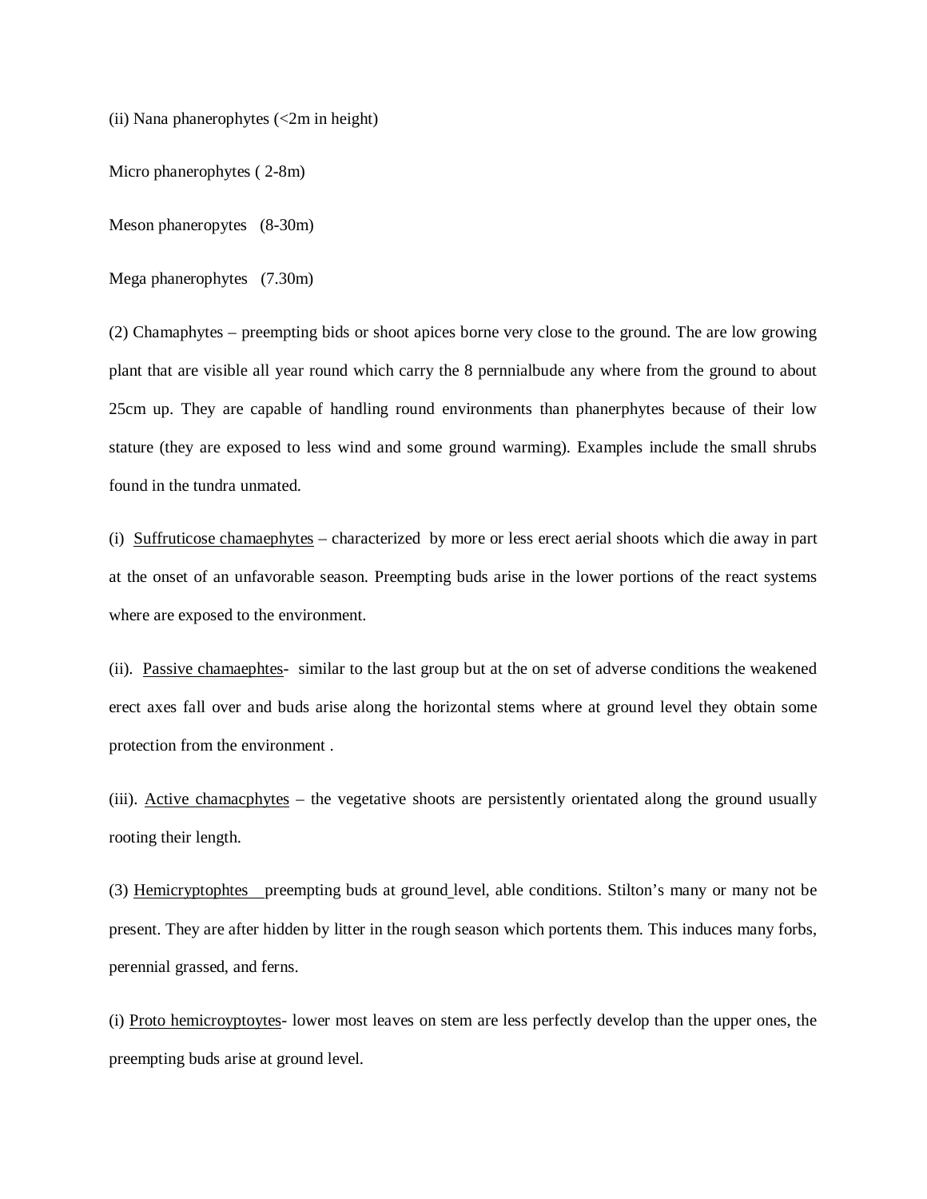(ii) Nana phanerophytes (<2m in height)

Micro phanerophytes ( 2-8m)

Meson phaneropytes (8-30m)

Mega phanerophytes (7.30m)

(2) Chamaphytes – preempting bids or shoot apices borne very close to the ground. The are low growing plant that are visible all year round which carry the 8 pernnialbude any where from the ground to about 25cm up. They are capable of handling round environments than phanerphytes because of their low stature (they are exposed to less wind and some ground warming). Examples include the small shrubs found in the tundra unmated.

(i) <u>Suffruticose chamaephytes</u> – characterized by more or less erect aerial shoots which die away in part at the onset of an unfavorable season. Preempting buds arise in the lower portions of the react systems where are exposed to the environment.

(ii). <u>Passive chamaephtes</u>- similar to the last group but at the on set of adverse conditions the weakened erect axes fall over and buds arise along the horizontal stems where at ground level they obtain some protection from the environment .

(iii). <u>Active chamacphytes</u> – the vegetative shoots are persistently orientated along the ground usually rooting their length.

(3) <u>Hemicryptophtes</u> preempting buds at ground level, able conditions. Stilton's many or many not be present. They are after hidden by litter in the rough season which portents them. This induces many forbs, perennial grassed, and ferns.

(i) <u>Proto hemicroyptoytes</u>- lower most leaves on stem are less perfectly develop than the upper ones, the preempting buds arise at ground level.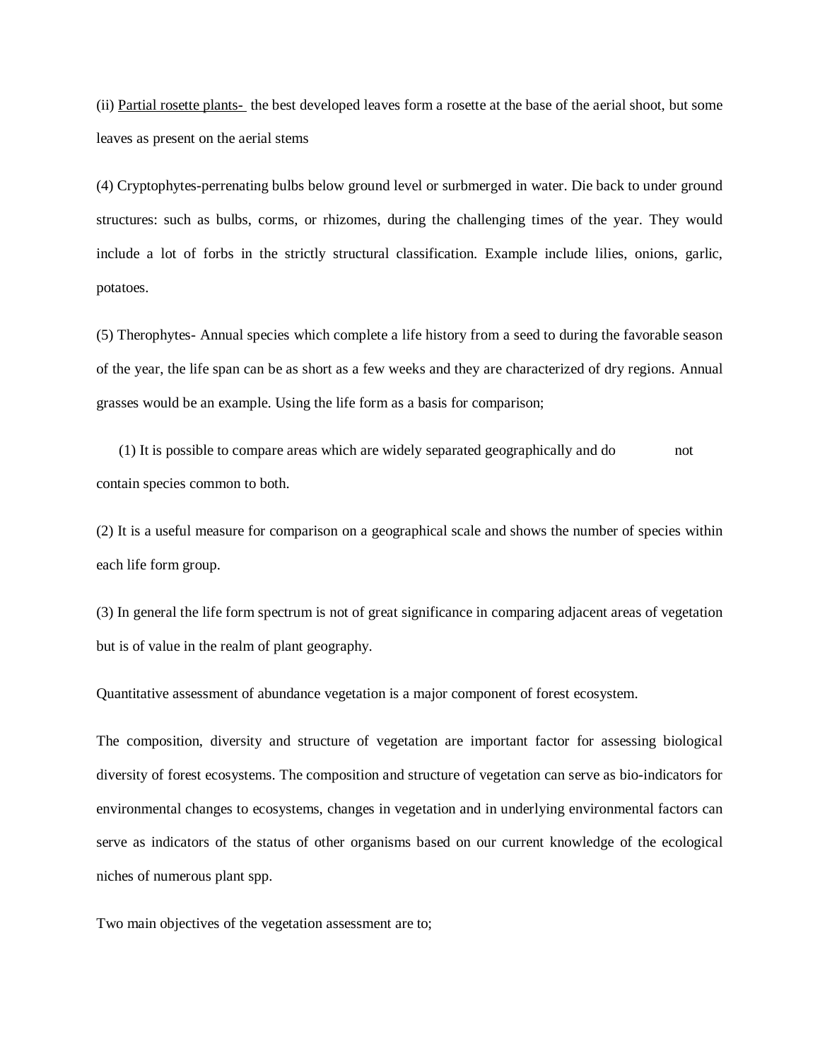(ii) <u>Partial rosette plants-</u> the best developed leaves form a rosette at the base of the aerial shoot, but some leaves as present on the aerial stems

(4) Cryptophytes-perrenating bulbs below ground level or surbmerged in water. Die back to under ground structures: such as bulbs, corms, or rhizomes, during the challenging times of the year. They would include a lot of forbs in the strictly structural classification. Example include lilies, onions, garlic, potatoes.

(5) Therophytes- Annual species which complete a life history from a seed to during the favorable season of the year, the life span can be as short as a few weeks and they are characterized of dry regions. Annual grasses would be an example. Using the life form as a basis for comparison;

(1) It is possible to compare areas which are widely separated geographically and do not contain species common to both.

(2) It is a useful measure for comparison on a geographical scale and shows the number of species within each life form group.

(3) In general the life form spectrum is not of great significance in comparing adjacent areas of vegetation but is of value in the realm of plant geography.

Quantitative assessment of abundance vegetation is a major component of forest ecosystem.

The composition, diversity and structure of vegetation are important factor for assessing biological diversity of forest ecosystems. The composition and structure of vegetation can serve as bio-indicators for environmental changes to ecosystems, changes in vegetation and in underlying environmental factors can serve as indicators of the status of other organisms based on our current knowledge of the ecological niches of numerous plant spp.

Two main objectives of the vegetation assessment are to;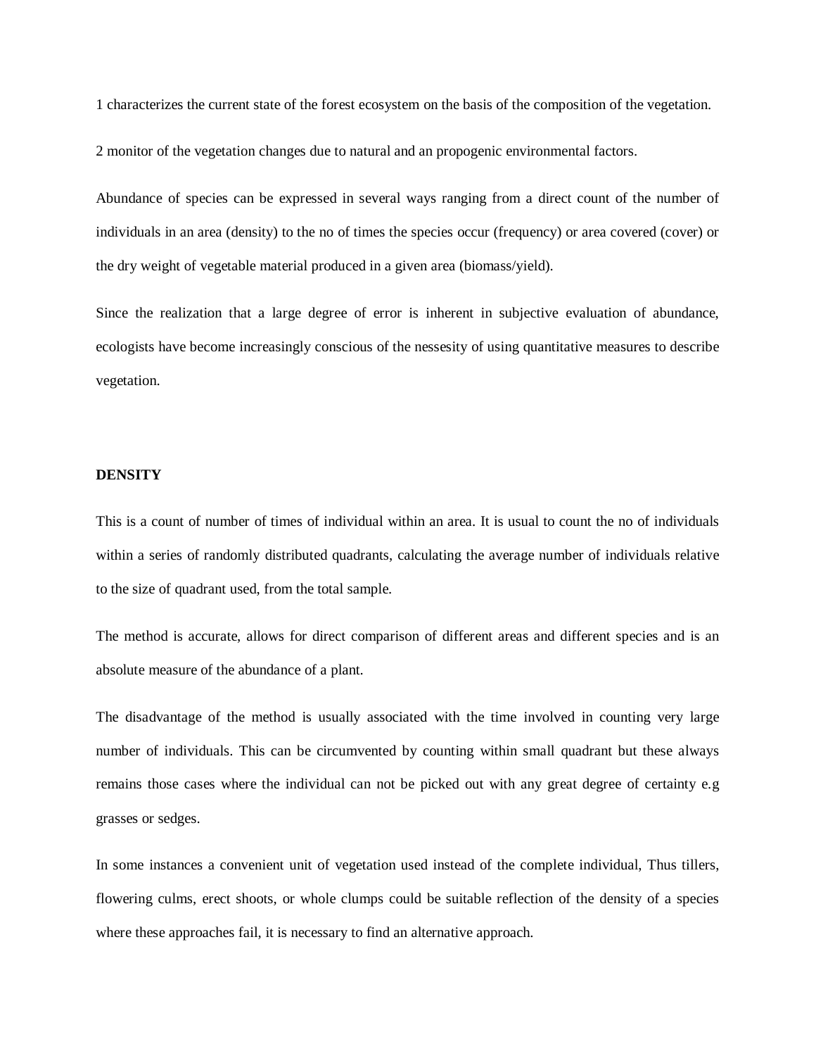1 characterizes the current state of the forest ecosystem on the basis of the composition of the vegetation.

2 monitor of the vegetation changes due to natural and an propogenic environmental factors.

Abundance of species can be expressed in several ways ranging from a direct count of the number of individuals in an area (density) to the no of times the species occur (frequency) or area covered (cover) or the dry weight of vegetable material produced in a given area (biomass/yield).

Since the realization that a large degree of error is inherent in subjective evaluation of abundance, ecologists have become increasingly conscious of the nessesity of using quantitative measures to describe vegetation.

**DENSITY**

This is a count of number of times of individual within an area. It is usual to count the no of individuals within a series of randomly distributed quadrants, calculating the average number of individuals relative to the size of quadrant used, from the total sample.

The method is accurate, allows for direct comparison of different areas and different species and is an absolute measure of the abundance of a plant.

The disadvantage of the method is usually associated with the time involved in counting very large number of individuals. This can be circumvented by counting within small quadrant but these always remains those cases where the individual can not be picked out with any great degree of certainty e.g grasses or sedges.

In some instances a convenient unit of vegetation used instead of the complete individual, Thus tillers, flowering culms, erect shoots, or whole clumps could be suitable reflection of the density of a species where these approaches fail, it is necessary to find an alternative approach.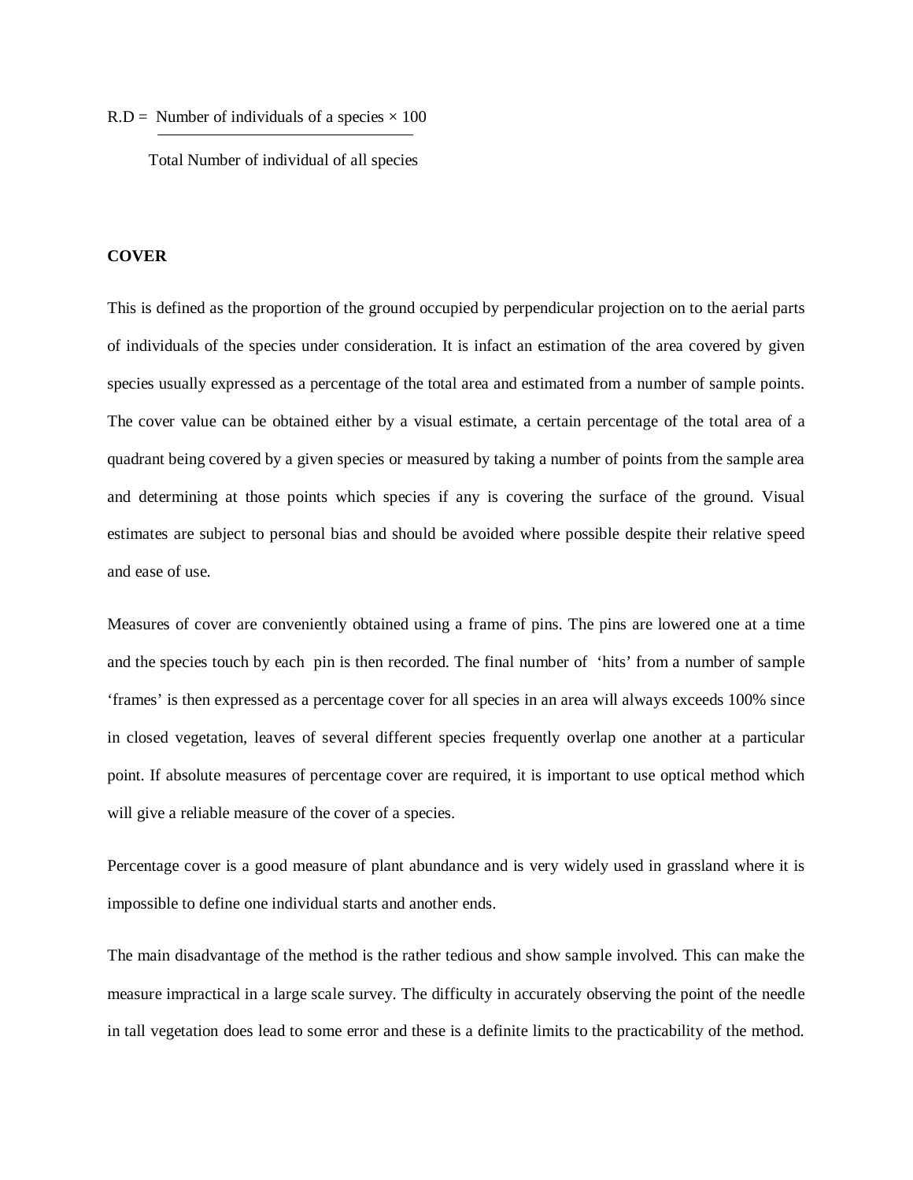$$R.D = \frac{\text{Number of individuals of a species} \times 100}{\text{Total Number of individual of all species}}$$

**COVER**

This is defined as the proportion of the ground occupied by perpendicular projection on to the aerial parts of individuals of the species under consideration. It is infact an estimation of the area covered by given species usually expressed as a percentage of the total area and estimated from a number of sample points. The cover value can be obtained either by a visual estimate, a certain percentage of the total area of a quadrant being covered by a given species or measured by taking a number of points from the sample area and determining at those points which species if any is covering the surface of the ground. Visual estimates are subject to personal bias and should be avoided where possible despite their relative speed and ease of use.

Measures of cover are conveniently obtained using a frame of pins. The pins are lowered one at a time and the species touch by each pin is then recorded. The final number of 'hits' from a number of sample 'frames' is then expressed as a percentage cover for all species in an area will always exceeds 100% since in closed vegetation, leaves of several different species frequently overlap one another at a particular point. If absolute measures of percentage cover are required, it is important to use optical method which will give a reliable measure of the cover of a species.

Percentage cover is a good measure of plant abundance and is very widely used in grassland where it is impossible to define one individual starts and another ends.

The main disadvantage of the method is the rather tedious and show sample involved. This can make the measure impractical in a large scale survey. The difficulty in accurately observing the point of the needle in tall vegetation does lead to some error and these is a definite limits to the practicability of the method.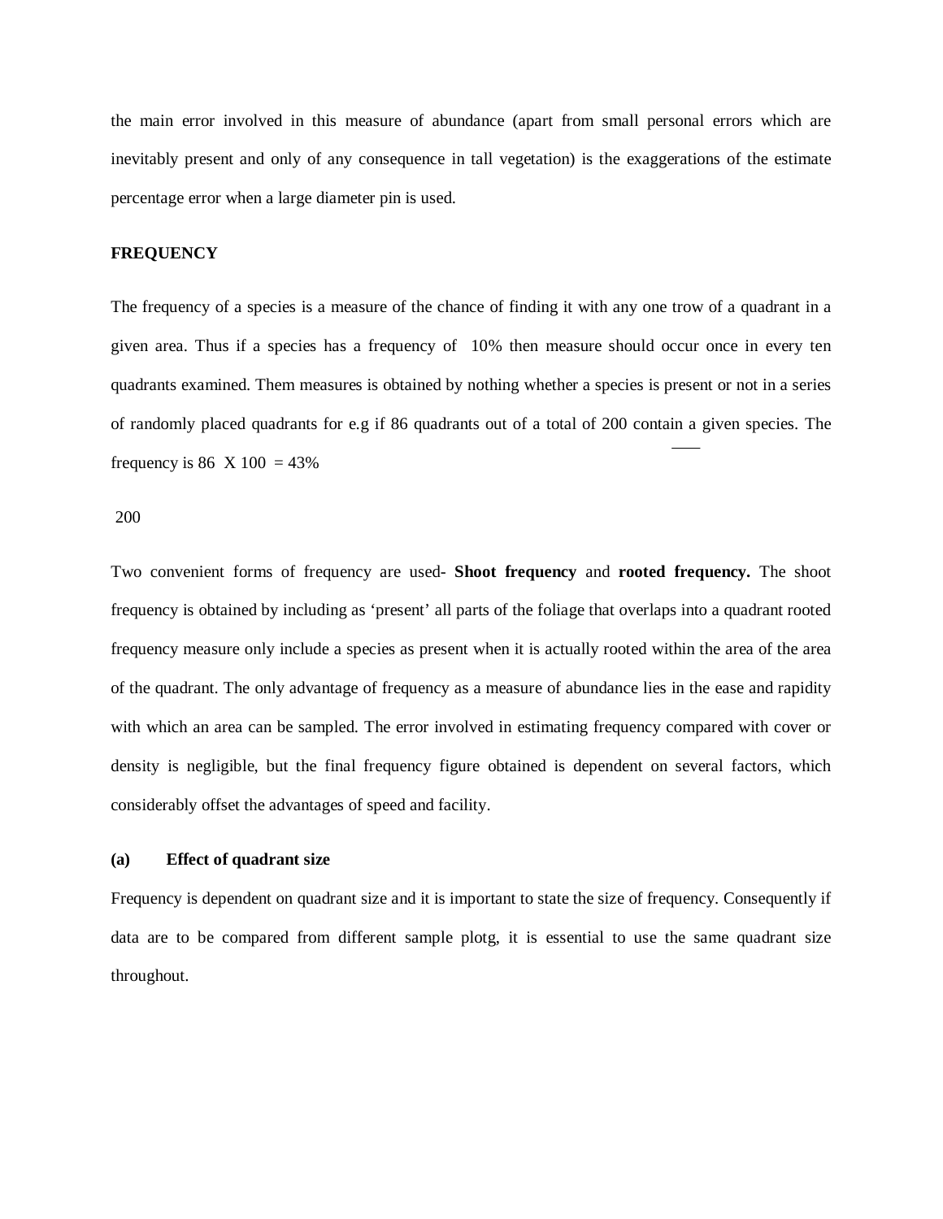the main error involved in this measure of abundance (apart from small personal errors which are inevitably present and only of any consequence in tall vegetation) is the exaggerations of the estimate percentage error when a large diameter pin is used.

**FREQUENCY**

The frequency of a species is a measure of the chance of finding it with any one trow of a quadrant in a given area. Thus if a species has a frequency of 10% then measure should occur once in every ten quadrants examined. Them measures is obtained by nothing whether a species is present or not in a series of randomly placed quadrants for e.g if 86 quadrants out of a total of 200 contain a given species. The frequency is

$$\frac{86}{200} \times 100 = 43\%$$

Two convenient forms of frequency are used- **Shoot frequency** and **rooted frequency.** The shoot frequency is obtained by including as 'present' all parts of the foliage that overlaps into a quadrant rooted frequency measure only include a species as present when it is actually rooted within the area of the area of the quadrant. The only advantage of frequency as a measure of abundance lies in the ease and rapidity with which an area can be sampled. The error involved in estimating frequency compared with cover or density is negligible, but the final frequency figure obtained is dependent on several factors, which considerably offset the advantages of speed and facility.

**(a) Effect of quadrant size**

Frequency is dependent on quadrant size and it is important to state the size of frequency. Consequently if data are to be compared from different sample plotg, it is essential to use the same quadrant size throughout.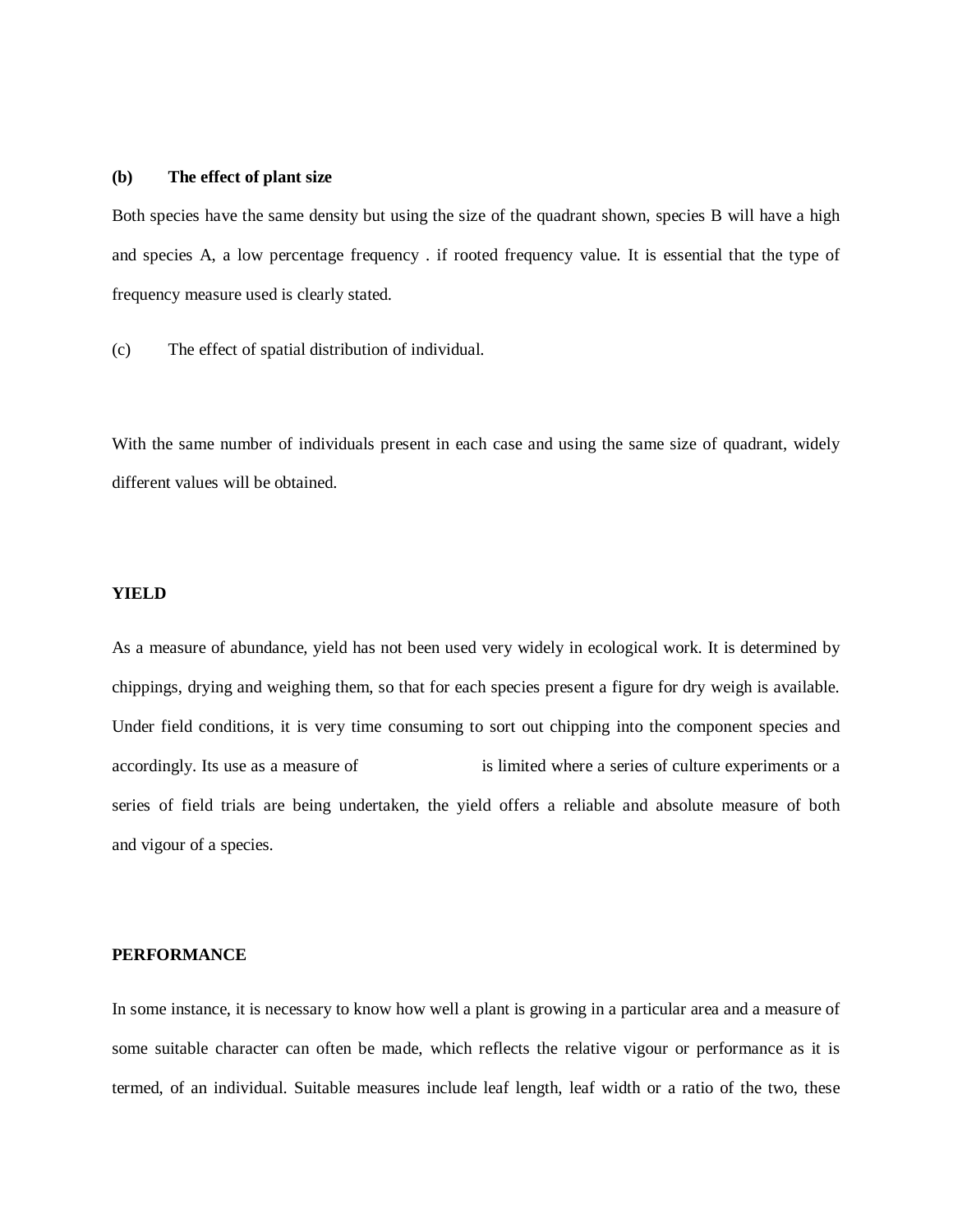**(b) The effect of plant size**

Both species have the same density but using the size of the quadrant shown, species B will have a high and species A, a low percentage frequency . if rooted frequency value. It is essential that the type of frequency measure used is clearly stated.

(c) The effect of spatial distribution of individual.

With the same number of individuals present in each case and using the same size of quadrant, widely different values will be obtained.

**YIELD**

As a measure of abundance, yield has not been used very widely in ecological work. It is determined by chippings, drying and weighing them, so that for each species present a figure for dry weigh is available. Under field conditions, it is very time consuming to sort out chipping into the component species and accordingly. Its use as a measure of is limited where a series of culture experiments or a series of field trials are being undertaken, the yield offers a reliable and absolute measure of both and vigour of a species.

**PERFORMANCE**

In some instance, it is necessary to know how well a plant is growing in a particular area and a measure of some suitable character can often be made, which reflects the relative vigour or performance as it is termed, of an individual. Suitable measures include leaf length, leaf width or a ratio of the two, these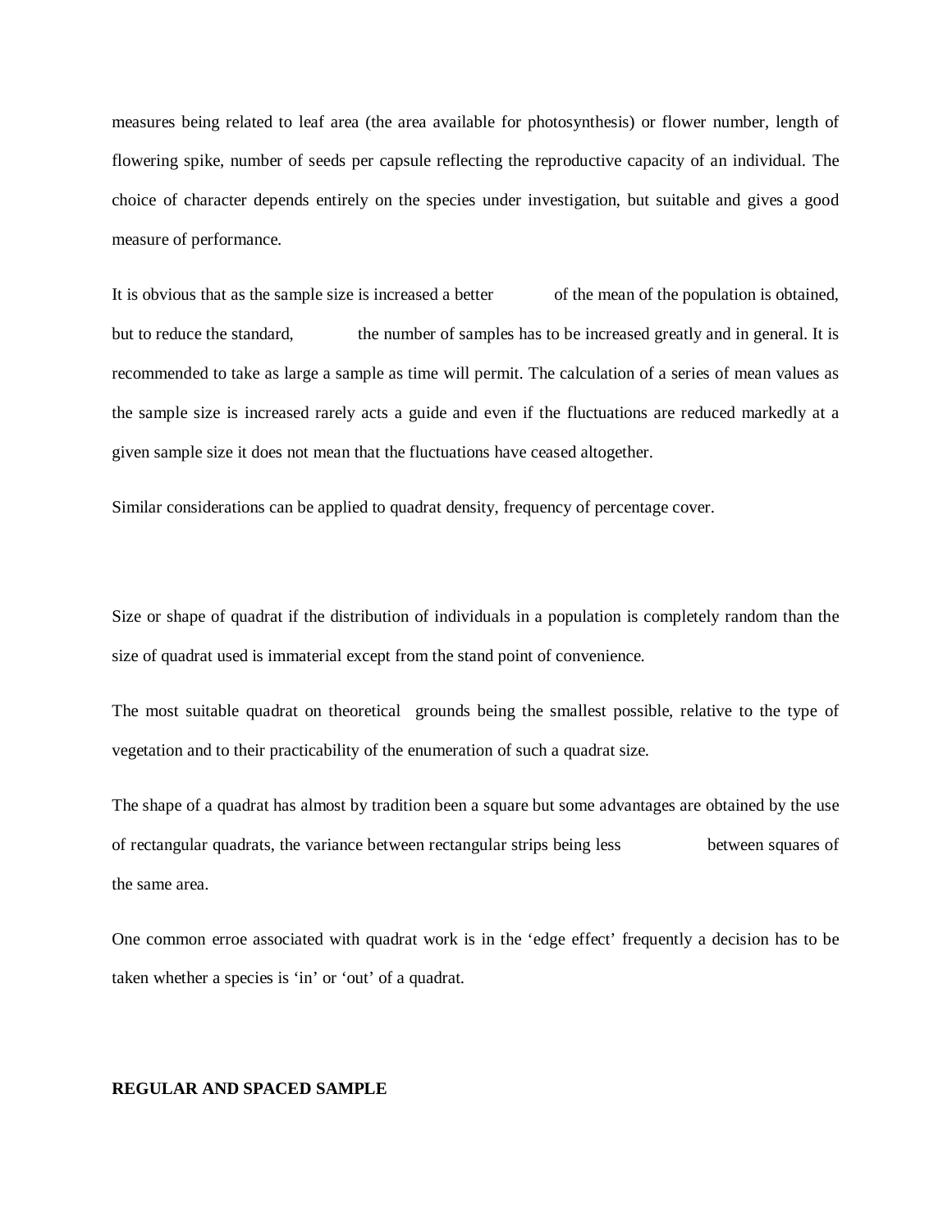measures being related to leaf area (the area available for photosynthesis) or flower number, length of flowering spike, number of seeds per capsule reflecting the reproductive capacity of an individual. The choice of character depends entirely on the species under investigation, but suitable and gives a good measure of performance.

It is obvious that as the sample size is increased a better of the mean of the population is obtained, but to reduce the standard, the number of samples has to be increased greatly and in general. It is recommended to take as large a sample as time will permit. The calculation of a series of mean values as the sample size is increased rarely acts a guide and even if the fluctuations are reduced markedly at a given sample size it does not mean that the fluctuations have ceased altogether.

Similar considerations can be applied to quadrat density, frequency of percentage cover.

Size or shape of quadrat if the distribution of individuals in a population is completely random than the size of quadrat used is immaterial except from the stand point of convenience.

The most suitable quadrat on theoretical grounds being the smallest possible, relative to the type of vegetation and to their practicability of the enumeration of such a quadrat size.

The shape of a quadrat has almost by tradition been a square but some advantages are obtained by the use of rectangular quadrats, the variance between rectangular strips being less between squares of the same area.

One common erroe associated with quadrat work is in the 'edge effect' frequently a decision has to be taken whether a species is 'in' or 'out' of a quadrat.

**REGULAR AND SPACED SAMPLE**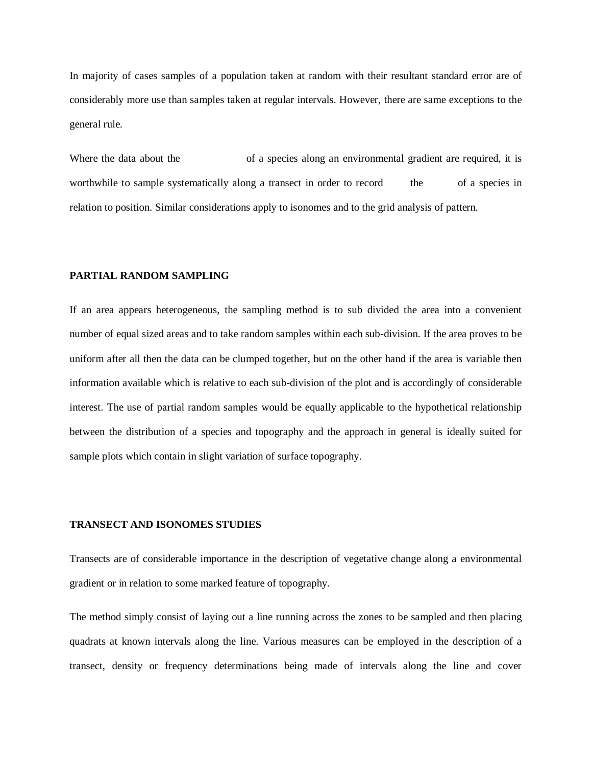In majority of cases samples of a population taken at random with their resultant standard error are of considerably more use than samples taken at regular intervals. However, there are same exceptions to the general rule.

Where the data about the of a species along an environmental gradient are required, it is worthwhile to sample systematically along a transect in order to record the of a species in relation to position. Similar considerations apply to isonomes and to the grid analysis of pattern.

**PARTIAL RANDOM SAMPLING**

If an area appears heterogeneous, the sampling method is to sub divided the area into a convenient number of equal sized areas and to take random samples within each sub-division. If the area proves to be uniform after all then the data can be clumped together, but on the other hand if the area is variable then information available which is relative to each sub-division of the plot and is accordingly of considerable interest. The use of partial random samples would be equally applicable to the hypothetical relationship between the distribution of a species and topography and the approach in general is ideally suited for sample plots which contain in slight variation of surface topography.

**TRANSECT AND ISONOMES STUDIES**

Transects are of considerable importance in the description of vegetative change along a environmental gradient or in relation to some marked feature of topography.

The method simply consist of laying out a line running across the zones to be sampled and then placing quadrats at known intervals along the line. Various measures can be employed in the description of a transect, density or frequency determinations being made of intervals along the line and cover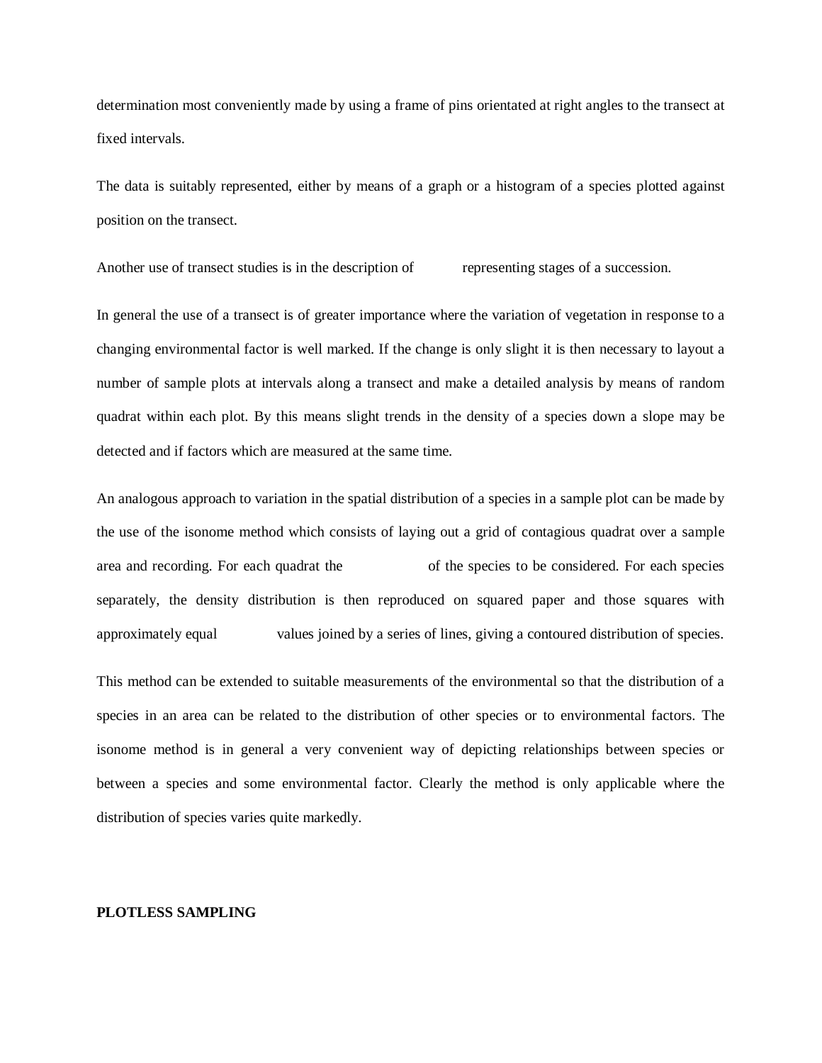determination most conveniently made by using a frame of pins orientated at right angles to the transect at fixed intervals.

The data is suitably represented, either by means of a graph or a histogram of a species plotted against position on the transect.

Another use of transect studies is in the description of representing stages of a succession.

In general the use of a transect is of greater importance where the variation of vegetation in response to a changing environmental factor is well marked. If the change is only slight it is then necessary to layout a number of sample plots at intervals along a transect and make a detailed analysis by means of random quadrat within each plot. By this means slight trends in the density of a species down a slope may be detected and if factors which are measured at the same time.

An analogous approach to variation in the spatial distribution of a species in a sample plot can be made by the use of the isonome method which consists of laying out a grid of contagious quadrat over a sample area and recording. For each quadrat the of the species to be considered. For each species separately, the density distribution is then reproduced on squared paper and those squares with approximately equal values joined by a series of lines, giving a contoured distribution of species.

This method can be extended to suitable measurements of the environmental so that the distribution of a species in an area can be related to the distribution of other species or to environmental factors. The isonome method is in general a very convenient way of depicting relationships between species or between a species and some environmental factor. Clearly the method is only applicable where the distribution of species varies quite markedly.

**PLOTLESS SAMPLING**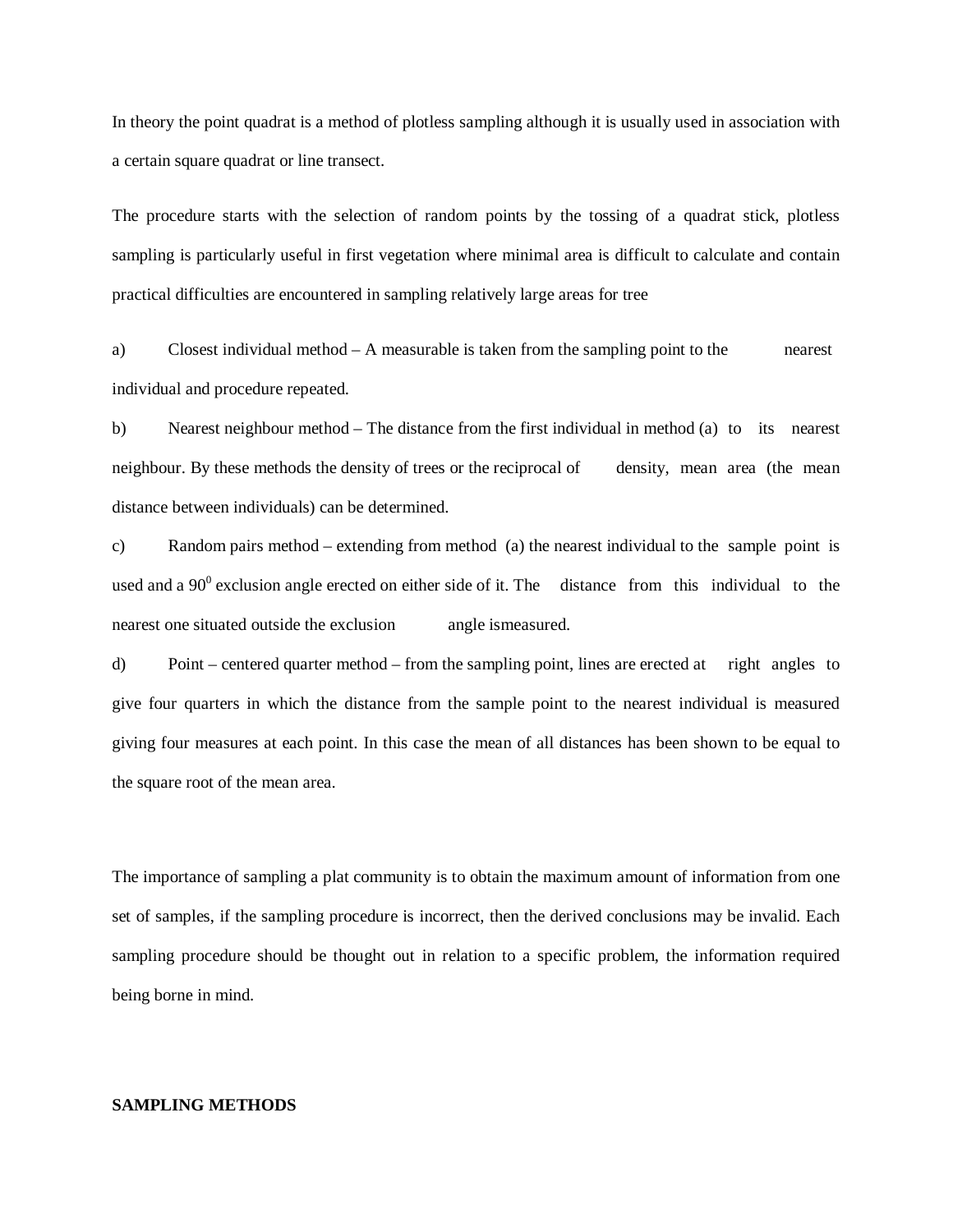In theory the point quadrat is a method of plotless sampling although it is usually used in association with a certain square quadrat or line transect.

The procedure starts with the selection of random points by the tossing of a quadrat stick, plotless sampling is particularly useful in first vegetation where minimal area is difficult to calculate and contain practical difficulties are encountered in sampling relatively large areas for tree

a) Closest individual method – A measurable is taken from the sampling point to the nearest individual and procedure repeated.

b) Nearest neighbour method – The distance from the first individual in method (a) to its nearest neighbour. By these methods the density of trees or the reciprocal of density, mean area (the mean distance between individuals) can be determined.

c) Random pairs method – extending from method (a) the nearest individual to the sample point is used and a $90^0$ exclusion angle erected on either side of it. The distance from this individual to the nearest one situated outside the exclusion angle ismeasured.

d) Point – centered quarter method – from the sampling point, lines are erected at right angles to give four quarters in which the distance from the sample point to the nearest individual is measured giving four measures at each point. In this case the mean of all distances has been shown to be equal to the square root of the mean area.

The importance of sampling a plat community is to obtain the maximum amount of information from one set of samples, if the sampling procedure is incorrect, then the derived conclusions may be invalid. Each sampling procedure should be thought out in relation to a specific problem, the information required being borne in mind.

**SAMPLING METHODS**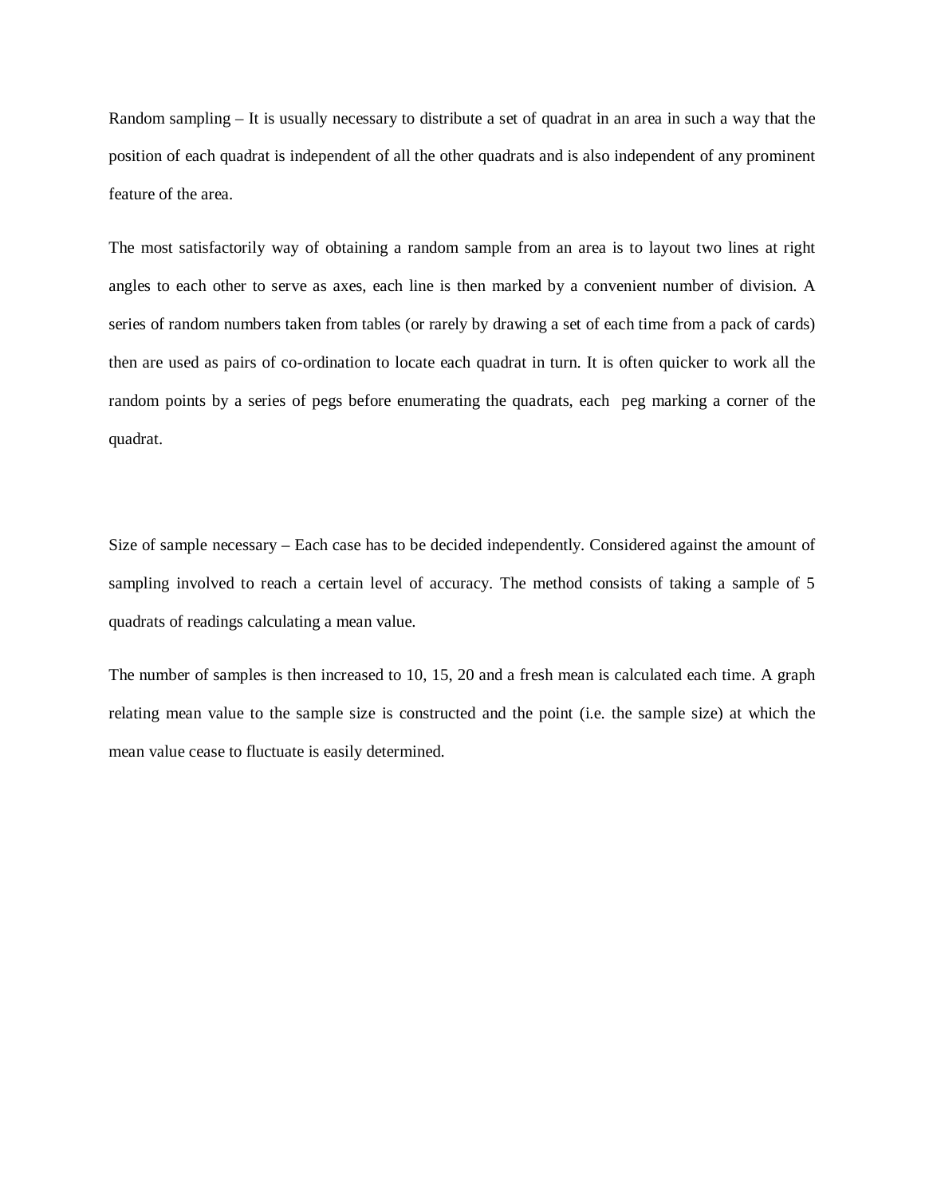Random sampling – It is usually necessary to distribute a set of quadrat in an area in such a way that the position of each quadrat is independent of all the other quadrats and is also independent of any prominent feature of the area.

The most satisfactorily way of obtaining a random sample from an area is to layout two lines at right angles to each other to serve as axes, each line is then marked by a convenient number of division. A series of random numbers taken from tables (or rarely by drawing a set of each time from a pack of cards) then are used as pairs of co-ordination to locate each quadrat in turn. It is often quicker to work all the random points by a series of pegs before enumerating the quadrats, each peg marking a corner of the quadrat.

Size of sample necessary – Each case has to be decided independently. Considered against the amount of sampling involved to reach a certain level of accuracy. The method consists of taking a sample of 5 quadrats of readings calculating a mean value.

The number of samples is then increased to 10, 15, 20 and a fresh mean is calculated each time. A graph relating mean value to the sample size is constructed and the point (i.e. the sample size) at which the mean value cease to fluctuate is easily determined.